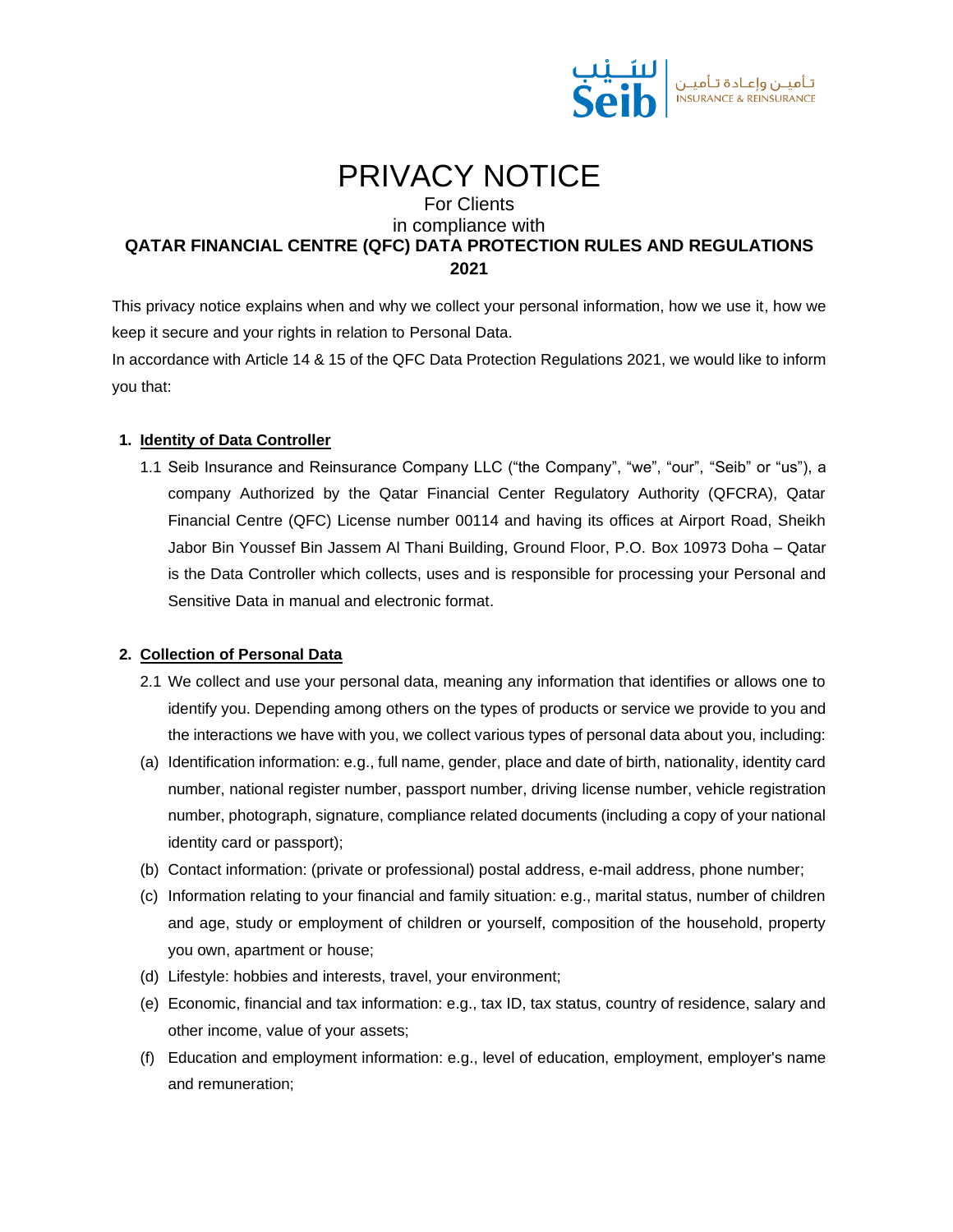# PRIVACY NOTICE

For Clients

in compliance with

**QATAR FINANCIAL CENTRE (QFC) DATA PROTECTION RULES AND REGULATIONS 2021**

This privacy notice explains when and why we collect your personal information, how we use it, how we keep it secure and your rights in relation to Personal Data.

In accordance with Article 14 & 15 of the QFC Data Protection Regulations 2021, we would like to inform you that:

## 1. Identity of Data Controller

1.1 Seib Insurance and Reinsurance Company LLC ("the Company", "we", "our", "Seib" or "us"), a company Authorized by the Qatar Financial Center Regulatory Authority (QFCRA), Qatar Financial Centre (QFC) License number 00114 and having its offices at Airport Road, Sheikh Jabor Bin Youssef Bin Jassem Al Thani Building, Ground Floor, P.O. Box 10973 Doha – Qatar is the Data Controller which collects, uses and is responsible for processing your Personal and Sensitive Data in manual and electronic format.

## 2. Collection of Personal Data

2.1 We collect and use your personal data, meaning any information that identifies or allows one to identify you. Depending among others on the types of products or service we provide to you and the interactions we have with you, we collect various types of personal data about you, including:

(a) Identification information: e.g., full name, gender, place and date of birth, nationality, identity card number, national register number, passport number, driving license number, vehicle registration number, photograph, signature, compliance related documents (including a copy of your national identity card or passport);

(b) Contact information: (private or professional) postal address, e-mail address, phone number;

(c) Information relating to your financial and family situation: e.g., marital status, number of children and age, study or employment of children or yourself, composition of the household, property you own, apartment or house;

(d) Lifestyle: hobbies and interests, travel, your environment;

(e) Economic, financial and tax information: e.g., tax ID, tax status, country of residence, salary and other income, value of your assets;

(f) Education and employment information: e.g., level of education, employment, employer's name and remuneration;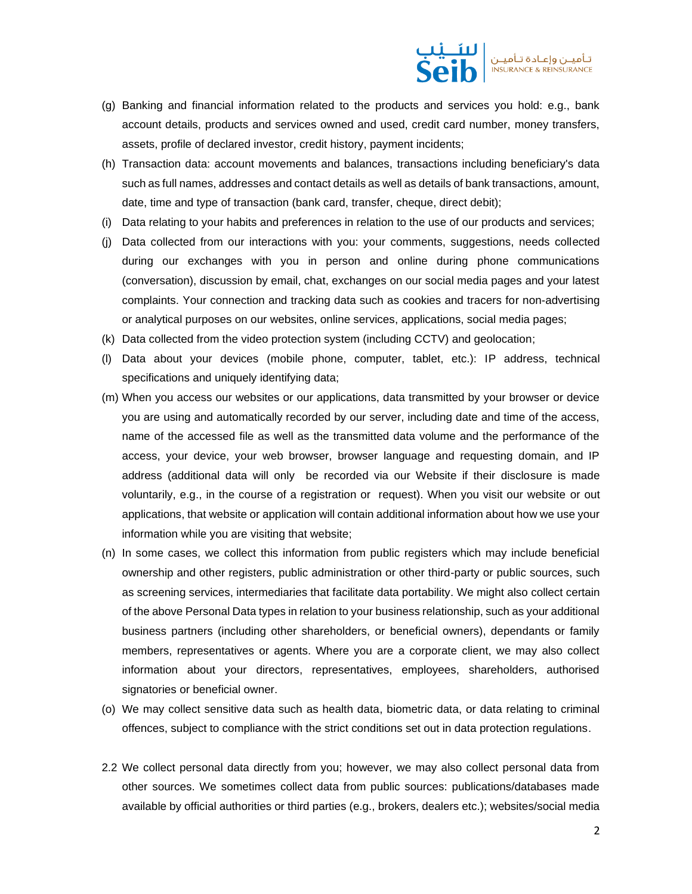(g) Banking and financial information related to the products and services you hold: e.g., bank account details, products and services owned and used, credit card number, money transfers, assets, profile of declared investor, credit history, payment incidents;

(h) Transaction data: account movements and balances, transactions including beneficiary's data such as full names, addresses and contact details as well as details of bank transactions, amount, date, time and type of transaction (bank card, transfer, cheque, direct debit);

(i) Data relating to your habits and preferences in relation to the use of our products and services;

(j) Data collected from our interactions with you: your comments, suggestions, needs collected during our exchanges with you in person and online during phone communications (conversation), discussion by email, chat, exchanges on our social media pages and your latest complaints. Your connection and tracking data such as cookies and tracers for non-advertising or analytical purposes on our websites, online services, applications, social media pages;

(k) Data collected from the video protection system (including CCTV) and geolocation;

(l) Data about your devices (mobile phone, computer, tablet, etc.): IP address, technical specifications and uniquely identifying data;

(m) When you access our websites or our applications, data transmitted by your browser or device you are using and automatically recorded by our server, including date and time of the access, name of the accessed file as well as the transmitted data volume and the performance of the access, your device, your web browser, browser language and requesting domain, and IP address (additional data will only be recorded via our Website if their disclosure is made voluntarily, e.g., in the course of a registration or request). When you visit our website or out applications, that website or application will contain additional information about how we use your information while you are visiting that website;

(n) In some cases, we collect this information from public registers which may include beneficial ownership and other registers, public administration or other third-party or public sources, such as screening services, intermediaries that facilitate data portability. We might also collect certain of the above Personal Data types in relation to your business relationship, such as your additional business partners (including other shareholders, or beneficial owners), dependants or family members, representatives or agents. Where you are a corporate client, we may also collect information about your directors, representatives, employees, shareholders, authorised signatories or beneficial owner.

(o) We may collect sensitive data such as health data, biometric data, or data relating to criminal offences, subject to compliance with the strict conditions set out in data protection regulations.

2.2 We collect personal data directly from you; however, we may also collect personal data from other sources. We sometimes collect data from public sources: publications/databases made available by official authorities or third parties (e.g., brokers, dealers etc.); websites/social media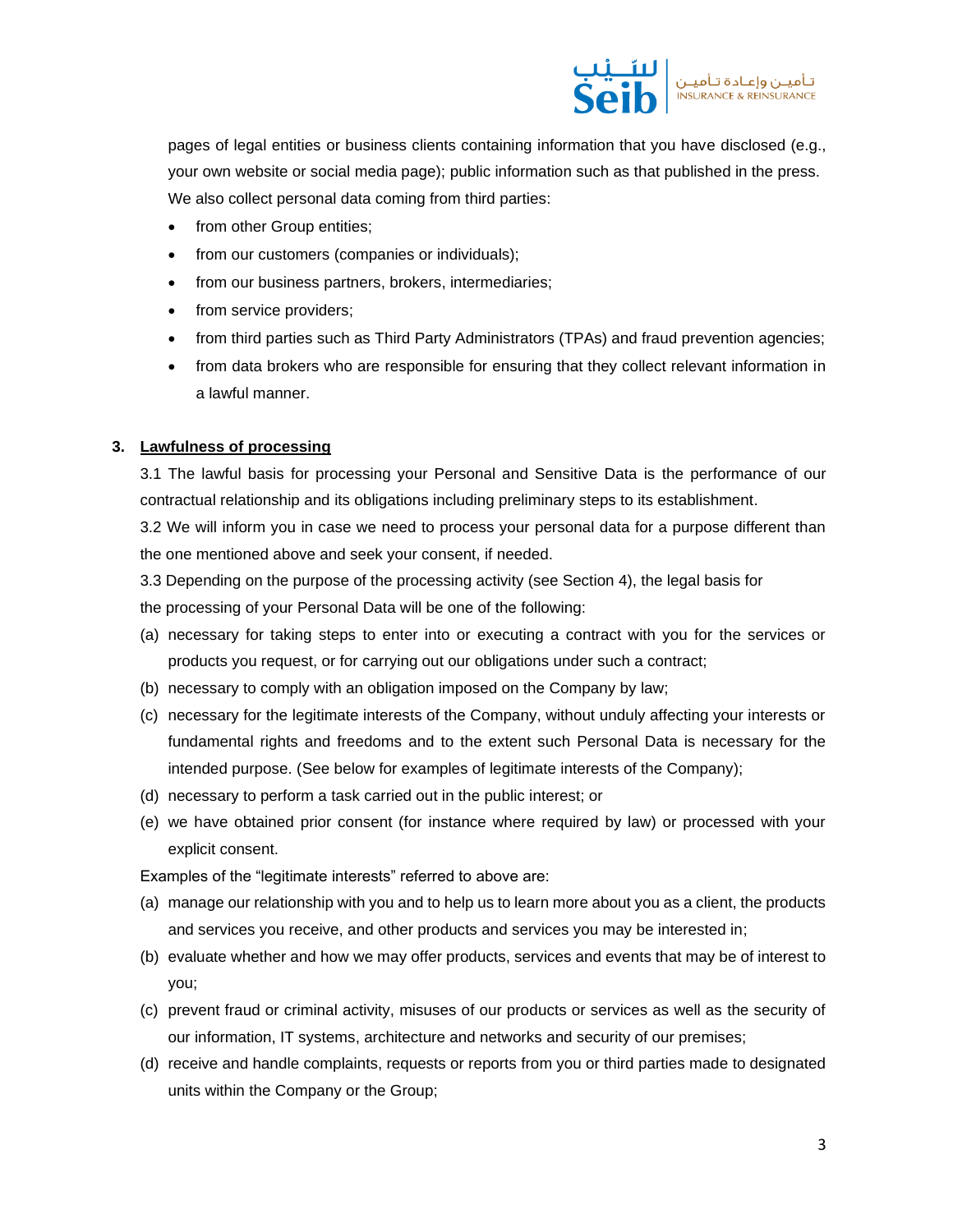pages of legal entities or business clients containing information that you have disclosed (e.g., your own website or social media page); public information such as that published in the press. We also collect personal data coming from third parties:

- from other Group entities;
- from our customers (companies or individuals);
- from our business partners, brokers, intermediaries;
- from service providers;
- from third parties such as Third Party Administrators (TPAs) and fraud prevention agencies;
- from data brokers who are responsible for ensuring that they collect relevant information in a lawful manner.

## 3. Lawfulness of processing

3.1 The lawful basis for processing your Personal and Sensitive Data is the performance of our contractual relationship and its obligations including preliminary steps to its establishment.

3.2 We will inform you in case we need to process your personal data for a purpose different than the one mentioned above and seek your consent, if needed.

3.3 Depending on the purpose of the processing activity (see Section 4), the legal basis for the processing of your Personal Data will be one of the following:

(a) necessary for taking steps to enter into or executing a contract with you for the services or products you request, or for carrying out our obligations under such a contract;

(b) necessary to comply with an obligation imposed on the Company by law;

(c) necessary for the legitimate interests of the Company, without unduly affecting your interests or fundamental rights and freedoms and to the extent such Personal Data is necessary for the intended purpose. (See below for examples of legitimate interests of the Company);

(d) necessary to perform a task carried out in the public interest; or

(e) we have obtained prior consent (for instance where required by law) or processed with your explicit consent.

Examples of the "legitimate interests" referred to above are:

(a) manage our relationship with you and to help us to learn more about you as a client, the products and services you receive, and other products and services you may be interested in;

(b) evaluate whether and how we may offer products, services and events that may be of interest to you;

(c) prevent fraud or criminal activity, misuses of our products or services as well as the security of our information, IT systems, architecture and networks and security of our premises;

(d) receive and handle complaints, requests or reports from you or third parties made to designated units within the Company or the Group;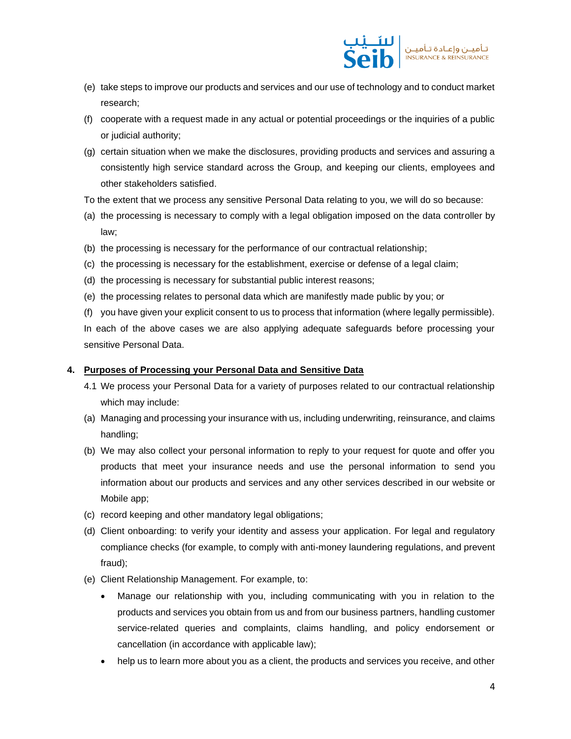(e) take steps to improve our products and services and our use of technology and to conduct market research;

(f) cooperate with a request made in any actual or potential proceedings or the inquiries of a public or judicial authority;

(g) certain situation when we make the disclosures, providing products and services and assuring a consistently high service standard across the Group, and keeping our clients, employees and other stakeholders satisfied.

To the extent that we process any sensitive Personal Data relating to you, we will do so because:

(a) the processing is necessary to comply with a legal obligation imposed on the data controller by law;

(b) the processing is necessary for the performance of our contractual relationship;

(c) the processing is necessary for the establishment, exercise or defense of a legal claim;

(d) the processing is necessary for substantial public interest reasons;

(e) the processing relates to personal data which are manifestly made public by you; or

(f) you have given your explicit consent to us to process that information (where legally permissible).

In each of the above cases we are also applying adequate safeguards before processing your sensitive Personal Data.

## 4. Purposes of Processing your Personal Data and Sensitive Data

4.1 We process your Personal Data for a variety of purposes related to our contractual relationship which may include:

(a) Managing and processing your insurance with us, including underwriting, reinsurance, and claims handling;

(b) We may also collect your personal information to reply to your request for quote and offer you products that meet your insurance needs and use the personal information to send you information about our products and services and any other services described in our website or Mobile app;

(c) record keeping and other mandatory legal obligations;

(d) Client onboarding: to verify your identity and assess your application. For legal and regulatory compliance checks (for example, to comply with anti-money laundering regulations, and prevent fraud);

(e) Client Relationship Management. For example, to:

- Manage our relationship with you, including communicating with you in relation to the products and services you obtain from us and from our business partners, handling customer service-related queries and complaints, claims handling, and policy endorsement or cancellation (in accordance with applicable law);
- help us to learn more about you as a client, the products and services you receive, and other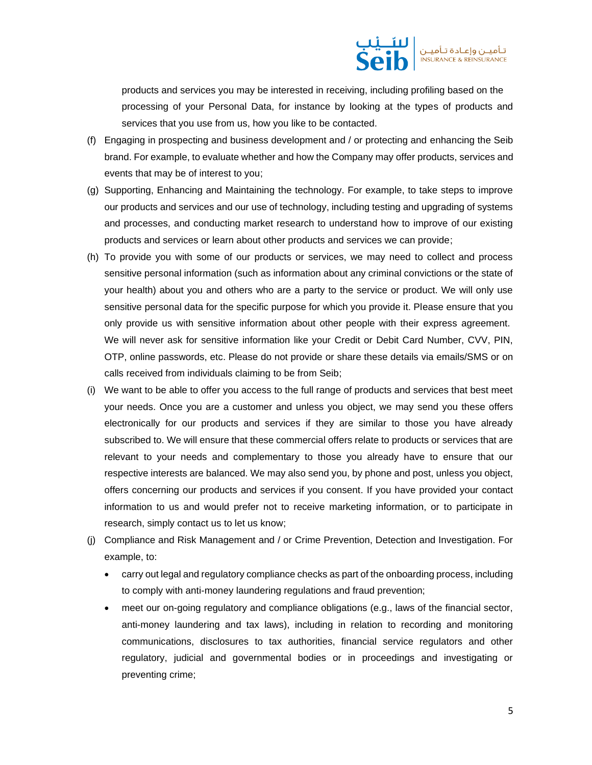products and services you may be interested in receiving, including profiling based on the processing of your Personal Data, for instance by looking at the types of products and services that you use from us, how you like to be contacted.

(f) Engaging in prospecting and business development and / or protecting and enhancing the Seib brand. For example, to evaluate whether and how the Company may offer products, services and events that may be of interest to you;

(g) Supporting, Enhancing and Maintaining the technology. For example, to take steps to improve our products and services and our use of technology, including testing and upgrading of systems and processes, and conducting market research to understand how to improve of our existing products and services or learn about other products and services we can provide;

(h) To provide you with some of our products or services, we may need to collect and process sensitive personal information (such as information about any criminal convictions or the state of your health) about you and others who are a party to the service or product. We will only use sensitive personal data for the specific purpose for which you provide it. Please ensure that you only provide us with sensitive information about other people with their express agreement. We will never ask for sensitive information like your Credit or Debit Card Number, CVV, PIN, OTP, online passwords, etc. Please do not provide or share these details via emails/SMS or on calls received from individuals claiming to be from Seib;

(i) We want to be able to offer you access to the full range of products and services that best meet your needs. Once you are a customer and unless you object, we may send you these offers electronically for our products and services if they are similar to those you have already subscribed to. We will ensure that these commercial offers relate to products or services that are relevant to your needs and complementary to those you already have to ensure that our respective interests are balanced. We may also send you, by phone and post, unless you object, offers concerning our products and services if you consent. If you have provided your contact information to us and would prefer not to receive marketing information, or to participate in research, simply contact us to let us know;

(j) Compliance and Risk Management and / or Crime Prevention, Detection and Investigation. For example, to:

- carry out legal and regulatory compliance checks as part of the onboarding process, including to comply with anti-money laundering regulations and fraud prevention;
- meet our on-going regulatory and compliance obligations (e.g., laws of the financial sector, anti-money laundering and tax laws), including in relation to recording and monitoring communications, disclosures to tax authorities, financial service regulators and other regulatory, judicial and governmental bodies or in proceedings and investigating or preventing crime;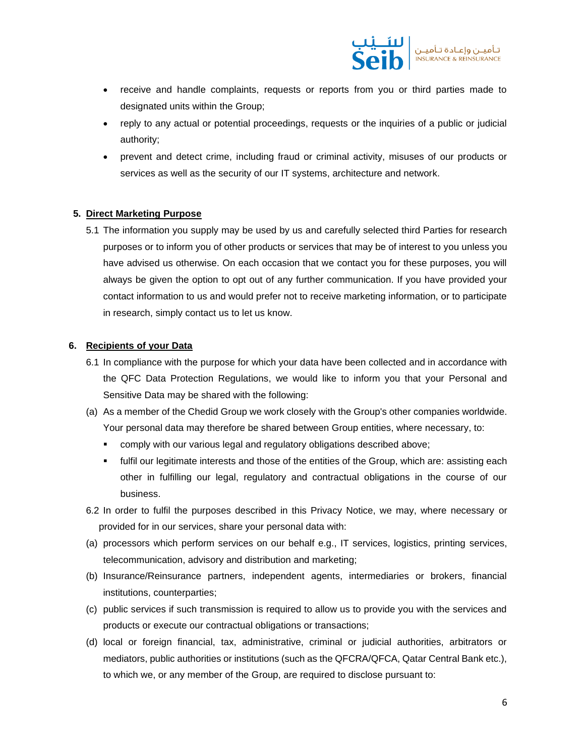- receive and handle complaints, requests or reports from you or third parties made to designated units within the Group;
- reply to any actual or potential proceedings, requests or the inquiries of a public or judicial authority;
- prevent and detect crime, including fraud or criminal activity, misuses of our products or services as well as the security of our IT systems, architecture and network.

## 5. Direct Marketing Purpose

5.1 The information you supply may be used by us and carefully selected third Parties for research purposes or to inform you of other products or services that may be of interest to you unless you have advised us otherwise. On each occasion that we contact you for these purposes, you will always be given the option to opt out of any further communication. If you have provided your contact information to us and would prefer not to receive marketing information, or to participate in research, simply contact us to let us know.

## 6. Recipients of your Data

6.1 In compliance with the purpose for which your data have been collected and in accordance with the QFC Data Protection Regulations, we would like to inform you that your Personal and Sensitive Data may be shared with the following:

(a) As a member of the Chedid Group we work closely with the Group's other companies worldwide. Your personal data may therefore be shared between Group entities, where necessary, to:

- comply with our various legal and regulatory obligations described above;
- fulfil our legitimate interests and those of the entities of the Group, which are: assisting each other in fulfilling our legal, regulatory and contractual obligations in the course of our business.

6.2 In order to fulfil the purposes described in this Privacy Notice, we may, where necessary or provided for in our services, share your personal data with:

(a) processors which perform services on our behalf e.g., IT services, logistics, printing services, telecommunication, advisory and distribution and marketing;

(b) Insurance/Reinsurance partners, independent agents, intermediaries or brokers, financial institutions, counterparties;

(c) public services if such transmission is required to allow us to provide you with the services and products or execute our contractual obligations or transactions;

(d) local or foreign financial, tax, administrative, criminal or judicial authorities, arbitrators or mediators, public authorities or institutions (such as the QFCRA/QFCA, Qatar Central Bank etc.), to which we, or any member of the Group, are required to disclose pursuant to: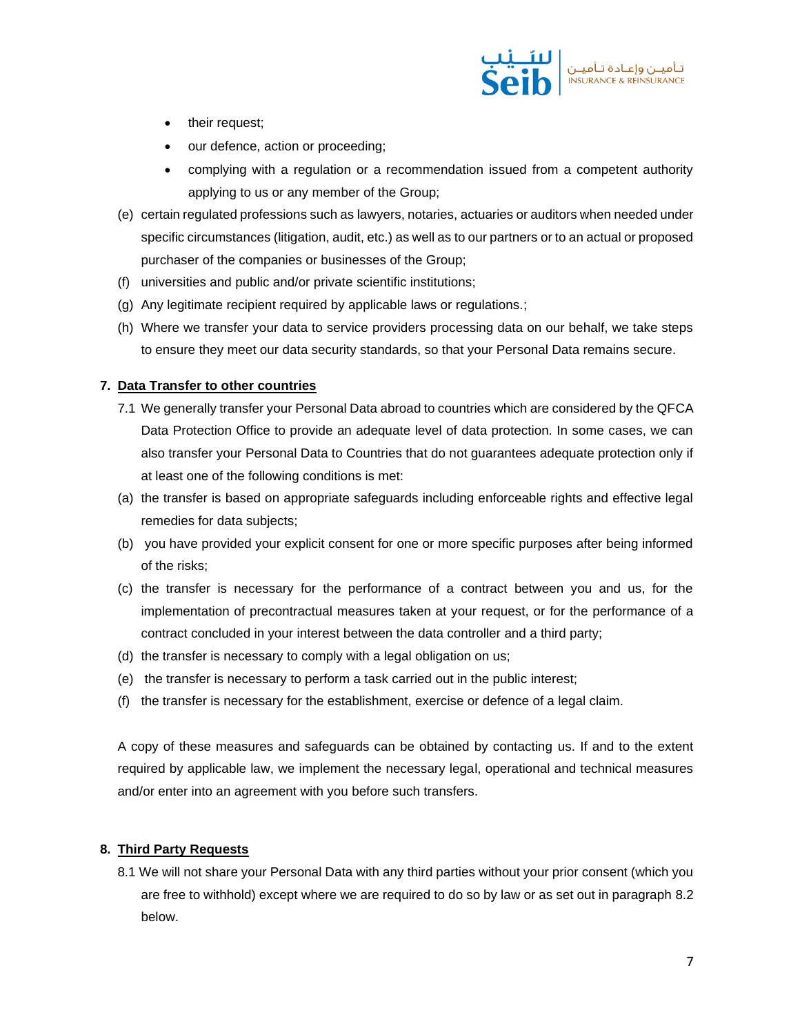- their request;
- our defence, action or proceeding;
- complying with a regulation or a recommendation issued from a competent authority applying to us or any member of the Group;

(e) certain regulated professions such as lawyers, notaries, actuaries or auditors when needed under specific circumstances (litigation, audit, etc.) as well as to our partners or to an actual or proposed purchaser of the companies or businesses of the Group;

(f) universities and public and/or private scientific institutions;

(g) Any legitimate recipient required by applicable laws or regulations.;

(h) Where we transfer your data to service providers processing data on our behalf, we take steps to ensure they meet our data security standards, so that your Personal Data remains secure.

**7. <u>Data Transfer to other countries</u>**

7.1 We generally transfer your Personal Data abroad to countries which are considered by the QFCA Data Protection Office to provide an adequate level of data protection. In some cases, we can also transfer your Personal Data to Countries that do not guarantees adequate protection only if at least one of the following conditions is met:

(a) the transfer is based on appropriate safeguards including enforceable rights and effective legal remedies for data subjects;

(b) you have provided your explicit consent for one or more specific purposes after being informed of the risks;

(c) the transfer is necessary for the performance of a contract between you and us, for the implementation of precontractual measures taken at your request, or for the performance of a contract concluded in your interest between the data controller and a third party;

(d) the transfer is necessary to comply with a legal obligation on us;

(e) the transfer is necessary to perform a task carried out in the public interest;

(f) the transfer is necessary for the establishment, exercise or defence of a legal claim.

A copy of these measures and safeguards can be obtained by contacting us. If and to the extent required by applicable law, we implement the necessary legal, operational and technical measures and/or enter into an agreement with you before such transfers.

**8. <u>Third Party Requests</u>**

8.1 We will not share your Personal Data with any third parties without your prior consent (which you are free to withhold) except where we are required to do so by law or as set out in paragraph 8.2 below.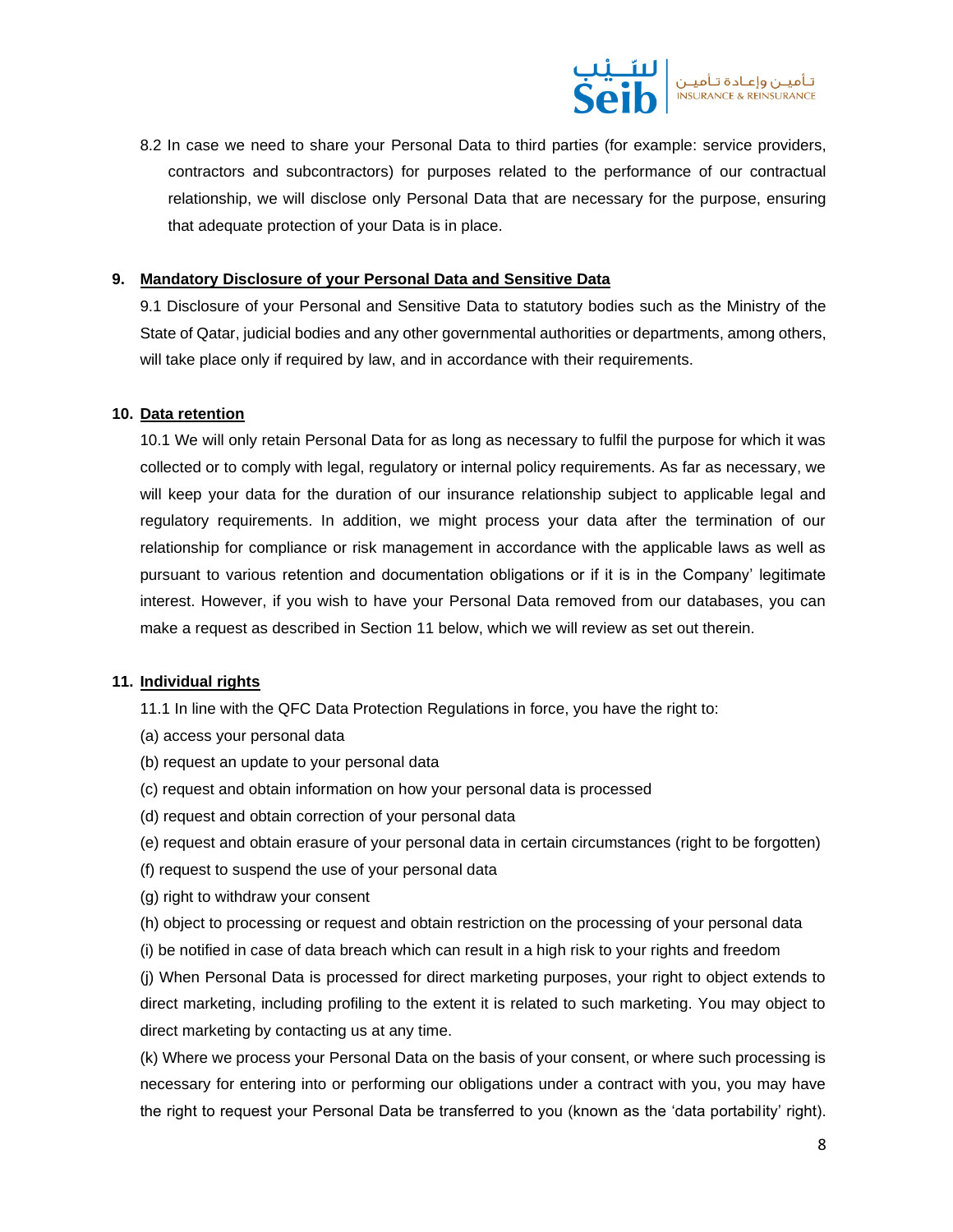8.2 In case we need to share your Personal Data to third parties (for example: service providers, contractors and subcontractors) for purposes related to the performance of our contractual relationship, we will disclose only Personal Data that are necessary for the purpose, ensuring that adequate protection of your Data is in place.

## 9. Mandatory Disclosure of your Personal Data and Sensitive Data

9.1 Disclosure of your Personal and Sensitive Data to statutory bodies such as the Ministry of the State of Qatar, judicial bodies and any other governmental authorities or departments, among others, will take place only if required by law, and in accordance with their requirements.

## 10. Data retention

10.1 We will only retain Personal Data for as long as necessary to fulfil the purpose for which it was collected or to comply with legal, regulatory or internal policy requirements. As far as necessary, we will keep your data for the duration of our insurance relationship subject to applicable legal and regulatory requirements. In addition, we might process your data after the termination of our relationship for compliance or risk management in accordance with the applicable laws as well as pursuant to various retention and documentation obligations or if it is in the Company' legitimate interest. However, if you wish to have your Personal Data removed from our databases, you can make a request as described in Section 11 below, which we will review as set out therein.

## 11. Individual rights

11.1 In line with the QFC Data Protection Regulations in force, you have the right to:

(a) access your personal data

(b) request an update to your personal data

(c) request and obtain information on how your personal data is processed

(d) request and obtain correction of your personal data

(e) request and obtain erasure of your personal data in certain circumstances (right to be forgotten)

(f) request to suspend the use of your personal data

(g) right to withdraw your consent

(h) object to processing or request and obtain restriction on the processing of your personal data

(i) be notified in case of data breach which can result in a high risk to your rights and freedom

(j) When Personal Data is processed for direct marketing purposes, your right to object extends to direct marketing, including profiling to the extent it is related to such marketing. You may object to direct marketing by contacting us at any time.

(k) Where we process your Personal Data on the basis of your consent, or where such processing is necessary for entering into or performing our obligations under a contract with you, you may have the right to request your Personal Data be transferred to you (known as the 'data portability' right).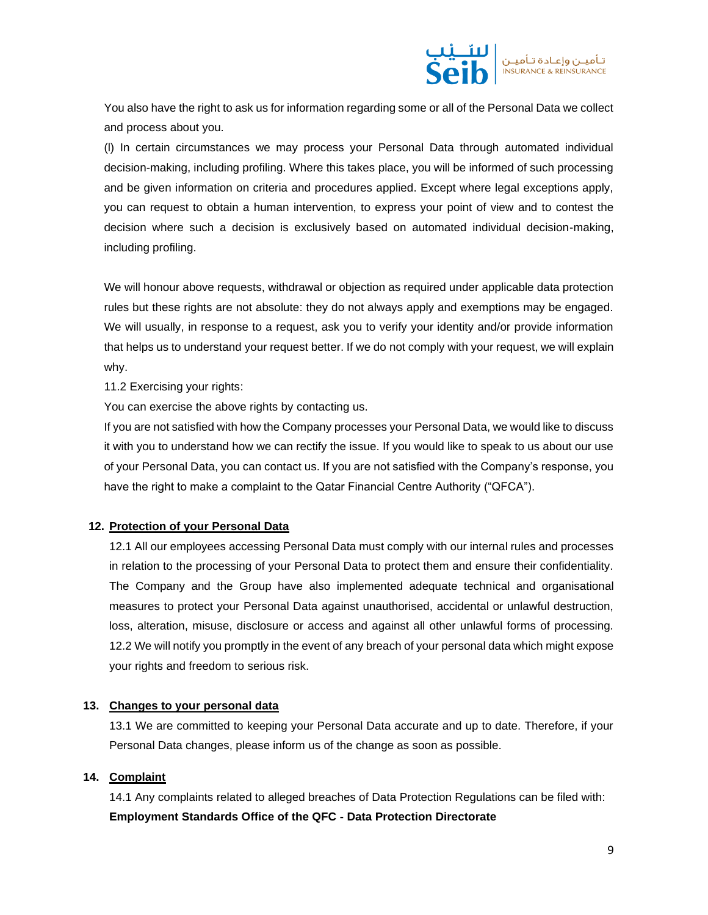You also have the right to ask us for information regarding some or all of the Personal Data we collect and process about you.

(l) In certain circumstances we may process your Personal Data through automated individual decision-making, including profiling. Where this takes place, you will be informed of such processing and be given information on criteria and procedures applied. Except where legal exceptions apply, you can request to obtain a human intervention, to express your point of view and to contest the decision where such a decision is exclusively based on automated individual decision-making, including profiling.

We will honour above requests, withdrawal or objection as required under applicable data protection rules but these rights are not absolute: they do not always apply and exemptions may be engaged. We will usually, in response to a request, ask you to verify your identity and/or provide information that helps us to understand your request better. If we do not comply with your request, we will explain why.

11.2 Exercising your rights:

You can exercise the above rights by contacting us.

If you are not satisfied with how the Company processes your Personal Data, we would like to discuss it with you to understand how we can rectify the issue. If you would like to speak to us about our use of your Personal Data, you can contact us. If you are not satisfied with the Company's response, you have the right to make a complaint to the Qatar Financial Centre Authority ("QFCA").

## 12. Protection of your Personal Data

12.1 All our employees accessing Personal Data must comply with our internal rules and processes in relation to the processing of your Personal Data to protect them and ensure their confidentiality. The Company and the Group have also implemented adequate technical and organisational measures to protect your Personal Data against unauthorised, accidental or unlawful destruction, loss, alteration, misuse, disclosure or access and against all other unlawful forms of processing.

12.2 We will notify you promptly in the event of any breach of your personal data which might expose your rights and freedom to serious risk.

## 13. Changes to your personal data

13.1 We are committed to keeping your Personal Data accurate and up to date. Therefore, if your Personal Data changes, please inform us of the change as soon as possible.

## 14. Complaint

14.1 Any complaints related to alleged breaches of Data Protection Regulations can be filed with:

**Employment Standards Office of the QFC - Data Protection Directorate**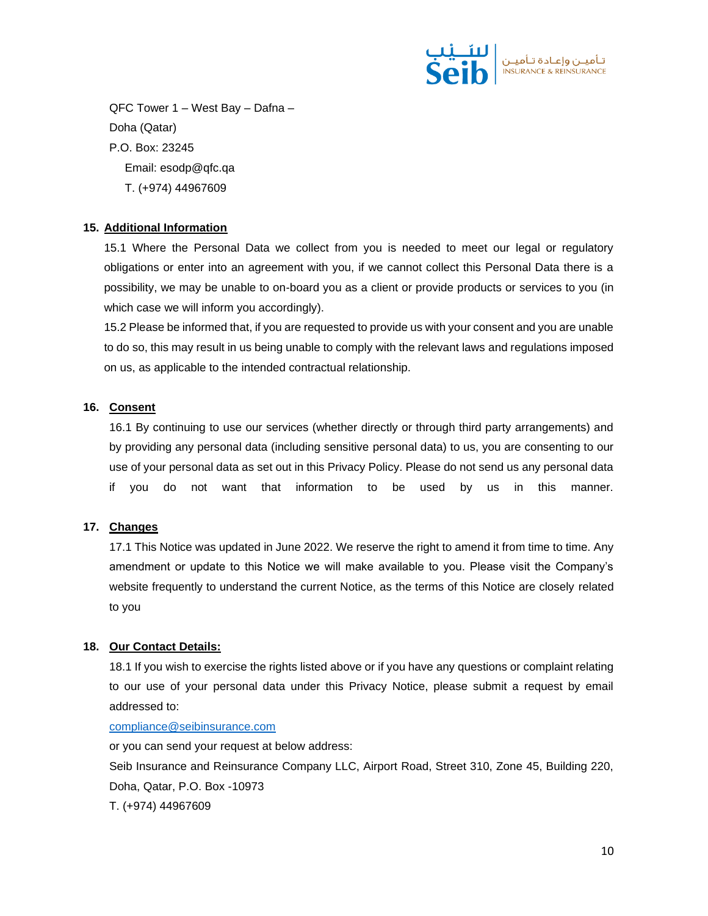QFC Tower 1 – West Bay – Dafna –

Doha (Qatar)

P.O. Box: 23245

Email: esodp@qfc.qa

T. (+974) 44967609

## 15. Additional Information

15.1 Where the Personal Data we collect from you is needed to meet our legal or regulatory obligations or enter into an agreement with you, if we cannot collect this Personal Data there is a possibility, we may be unable to on-board you as a client or provide products or services to you (in which case we will inform you accordingly).

15.2 Please be informed that, if you are requested to provide us with your consent and you are unable to do so, this may result in us being unable to comply with the relevant laws and regulations imposed on us, as applicable to the intended contractual relationship.

## 16. Consent

16.1 By continuing to use our services (whether directly or through third party arrangements) and by providing any personal data (including sensitive personal data) to us, you are consenting to our use of your personal data as set out in this Privacy Policy. Please do not send us any personal data if you do not want that information to be used by us in this manner.

## 17. Changes

17.1 This Notice was updated in June 2022. We reserve the right to amend it from time to time. Any amendment or update to this Notice we will make available to you. Please visit the Company's website frequently to understand the current Notice, as the terms of this Notice are closely related to you

## 18. Our Contact Details:

18.1 If you wish to exercise the rights listed above or if you have any questions or complaint relating to our use of your personal data under this Privacy Notice, please submit a request by email addressed to:

compliance@seibinsurance.com

or you can send your request at below address:

Seib Insurance and Reinsurance Company LLC, Airport Road, Street 310, Zone 45, Building 220, Doha, Qatar, P.O. Box -10973

T. (+974) 44967609